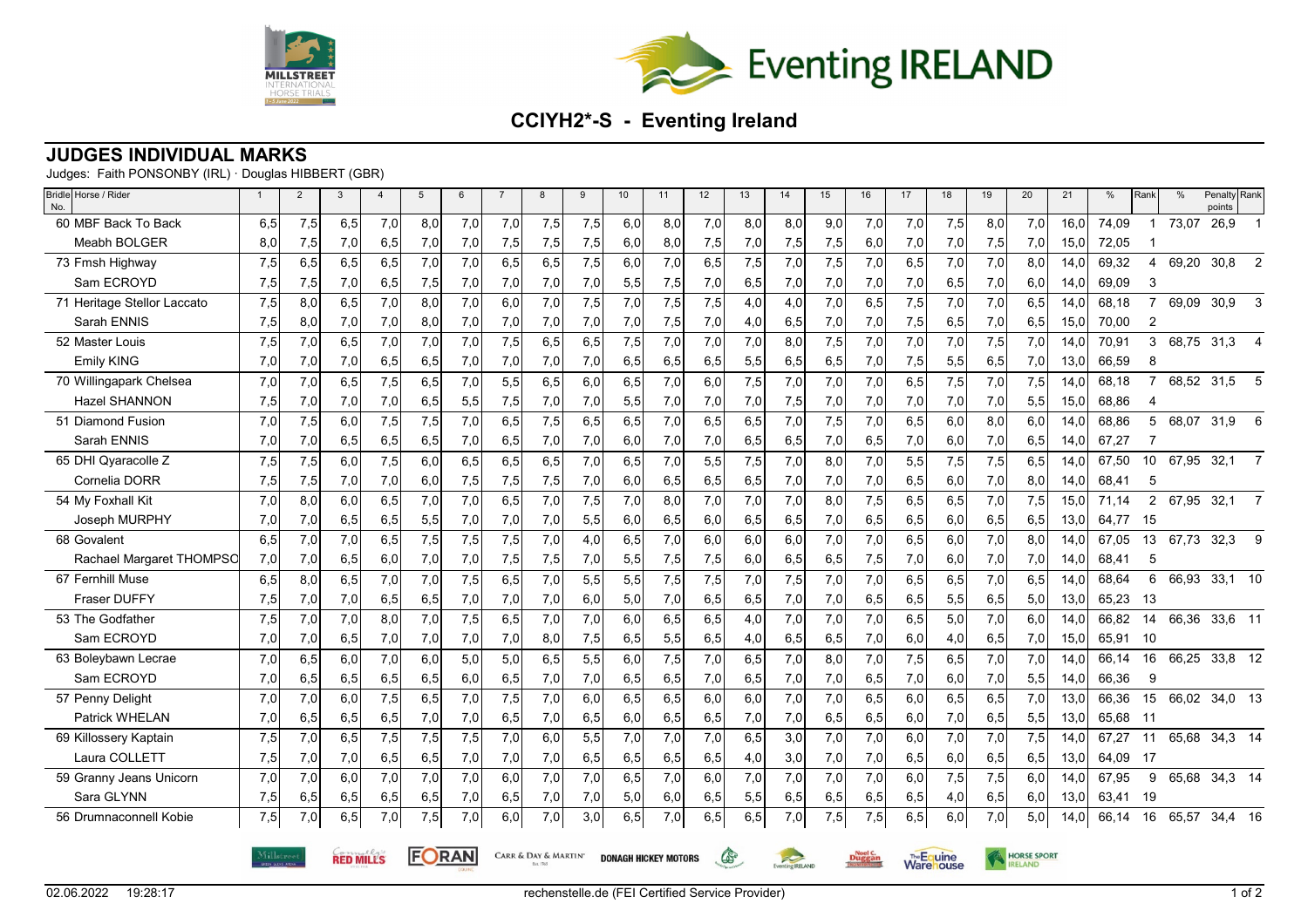# CCIYH2*-S - Eventing Ireland

## JUDGES INDIVIDUAL MARKS

Judges: Faith PONSONBY (IRL) · Douglas HIBBERT (GBR)

| Bridle No. | Horse / Rider | 1 | 2 | 3 | 4 | 5 | 6 | 7 | 8 | 9 | 10 | 11 | 12 | 13 | 14 | 15 | 16 | 17 | 18 | 19 | 20 | 21 | % | Rank | % | Penalty points | Rank |
|---|---|---|---|---|---|---|---|---|---|---|---|---|---|---|---|---|---|---|---|---|---|---|---|---|---|---|---|
| 60 | MBF Back To Back | 6,5 | 7,5 | 6,5 | 7,0 | 8,0 | 7,0 | 7,0 | 7,5 | 7,5 | 6,0 | 8,0 | 7,0 | 8,0 | 8,0 | 9,0 | 7,0 | 7,0 | 7,5 | 8,0 | 7,0 | 16,0 | 74,09 | 1 | 73,07 | 26,9 | 1 |
| | Meabh BOLGER | 8,0 | 7,5 | 7,0 | 6,5 | 7,0 | 7,0 | 7,5 | 7,5 | 7,5 | 6,0 | 8,0 | 7,5 | 7,0 | 7,5 | 7,5 | 6,0 | 7,0 | 7,0 | 7,5 | 7,0 | 15,0 | 72,05 | 1 | | | |
| 73 | Fmsh Highway | 7,5 | 6,5 | 6,5 | 6,5 | 7,0 | 7,0 | 6,5 | 6,5 | 7,5 | 6,0 | 7,0 | 6,5 | 7,5 | 7,0 | 7,5 | 7,0 | 6,5 | 7,0 | 7,0 | 8,0 | 14,0 | 69,32 | 4 | 69,20 | 30,8 | 2 |
| | Sam ECROYD | 7,5 | 7,5 | 7,0 | 6,5 | 7,5 | 7,0 | 7,0 | 7,0 | 7,0 | 5,5 | 7,5 | 7,0 | 6,5 | 7,0 | 7,0 | 7,0 | 7,0 | 6,5 | 7,0 | 6,0 | 14,0 | 69,09 | 3 | | | |
| 71 | Heritage Stellor Laccato | 7,5 | 8,0 | 6,5 | 7,0 | 8,0 | 7,0 | 6,0 | 7,0 | 7,5 | 7,0 | 7,5 | 7,5 | 4,0 | 4,0 | 7,0 | 6,5 | 7,5 | 7,0 | 7,0 | 6,5 | 14,0 | 68,18 | 7 | 69,09 | 30,9 | 3 |
| | Sarah ENNIS | 7,5 | 8,0 | 7,0 | 7,0 | 8,0 | 7,0 | 7,0 | 7,0 | 7,0 | 7,0 | 7,5 | 7,0 | 4,0 | 6,5 | 7,0 | 7,5 | 6,5 | 7,0 | 6,5 | | 15,0 | 70,00 | 2 | | | |
| 52 | Master Louis | 7,5 | 7,0 | 6,5 | 7,0 | 7,0 | 7,0 | 7,5 | 6,5 | 6,5 | 7,5 | 7,0 | 7,0 | 7,0 | 8,0 | 7,5 | 7,0 | 7,0 | 7,0 | 7,5 | 7,0 | 14,0 | 70,91 | 3 | 68,75 | 31,3 | 4 |
| | Emily KING | 7,0 | 7,0 | 7,0 | 6,5 | 6,5 | 7,0 | 7,0 | 7,0 | 7,0 | 6,5 | 6,5 | 6,5 | 5,5 | 6,5 | 6,5 | 7,0 | 7,5 | 5,5 | 6,5 | 7,0 | 13,0 | 66,59 | 8 | | | |
| 70 | Willingapark Chelsea | 7,0 | 7,0 | 6,5 | 7,5 | 6,5 | 7,0 | 5,5 | 6,5 | 6,0 | 6,5 | 7,0 | 6,0 | 7,5 | 7,0 | 7,0 | 7,0 | 6,5 | 7,5 | 7,0 | 7,5 | 14,0 | 68,18 | 7 | 68,52 | 31,5 | 5 |
| | Hazel SHANNON | 7,5 | 7,0 | 7,0 | 7,0 | 6,5 | 5,5 | 7,5 | 7,0 | 7,0 | 5,5 | 7,0 | 7,0 | 7,0 | 7,5 | 7,0 | 7,0 | 7,0 | 7,0 | 7,0 | 5,5 | 15,0 | 68,86 | 4 | | | |
| 51 | Diamond Fusion | 7,0 | 7,5 | 6,0 | 7,5 | 7,5 | 7,0 | 6,5 | 7,5 | 6,5 | 6,5 | 7,0 | 6,5 | 6,5 | 7,0 | 7,5 | 7,0 | 6,5 | 6,0 | 8,0 | 6,0 | 14,0 | 68,86 | 5 | 68,07 | 31,9 | 6 |
| | Sarah ENNIS | 7,0 | 7,0 | 6,5 | 6,5 | 6,5 | 7,0 | 6,5 | 7,0 | 7,0 | 6,0 | 7,0 | 7,0 | 6,5 | 6,5 | 7,0 | 6,5 | 7,0 | 6,0 | 7,0 | 6,5 | 14,0 | 67,27 | 7 | | | |
| 65 | DHI Qyaracolle Z | 7,5 | 7,5 | 6,0 | 7,5 | 6,0 | 6,5 | 6,5 | 6,5 | 7,0 | 6,5 | 7,0 | 5,5 | 7,5 | 7,0 | 8,0 | 7,0 | 5,5 | 7,5 | 7,5 | 6,5 | 14,0 | 67,50 | 10 | 67,95 | 32,1 | 7 |
| | Cornelia DORR | 7,5 | 7,5 | 7,0 | 7,0 | 6,0 | 7,5 | 7,5 | 7,5 | 7,0 | 6,0 | 6,5 | 6,5 | 6,5 | 7,0 | 7,0 | 7,0 | 6,5 | 6,0 | 7,0 | 8,0 | 14,0 | 68,41 | 5 | | | |
| 54 | My Foxhall Kit | 7,0 | 8,0 | 6,0 | 6,5 | 7,0 | 7,0 | 6,5 | 7,0 | 7,5 | 7,0 | 8,0 | 7,0 | 7,0 | 7,0 | 8,0 | 7,5 | 6,5 | 6,5 | 7,0 | 7,5 | 15,0 | 71,14 | 2 | 67,95 | 32,1 | 7 |
| | Joseph MURPHY | 7,0 | 7,0 | 6,5 | 6,5 | 5,5 | 7,0 | 7,0 | 7,0 | 5,5 | 6,0 | 6,5 | 6,0 | 6,5 | 6,5 | 7,0 | 6,5 | 6,5 | 6,0 | 6,5 | 6,5 | 13,0 | 64,77 | 15 | | | |
| 68 | Govalent | 6,5 | 7,0 | 7,0 | 6,5 | 7,5 | 7,5 | 7,5 | 7,0 | 4,0 | 6,5 | 7,0 | 6,0 | 6,0 | 6,0 | 7,0 | 7,0 | 6,5 | 6,0 | 7,0 | 8,0 | 14,0 | 67,05 | 13 | 67,73 | 32,3 | 9 |
| | Rachael Margaret THOMPSO | 7,0 | 7,0 | 6,5 | 6,0 | 7,0 | 7,0 | 7,5 | 7,5 | 7,0 | 5,5 | 7,5 | 7,5 | 6,0 | 6,5 | 6,5 | 7,5 | 7,0 | 6,0 | 7,0 | 7,0 | 14,0 | 68,41 | 5 | | | |
| 67 | Fernhill Muse | 6,5 | 8,0 | 6,5 | 7,0 | 7,0 | 7,5 | 6,5 | 7,0 | 5,5 | 5,5 | 7,5 | 7,5 | 7,0 | 7,5 | 7,0 | 7,0 | 6,5 | 6,5 | 7,0 | 6,5 | 14,0 | 68,64 | 6 | 66,93 | 33,1 | 10 |
| | Fraser DUFFY | 7,5 | 7,0 | 7,0 | 6,5 | 6,5 | 7,0 | 7,0 | 7,0 | 6,0 | 5,0 | 7,0 | 6,5 | 6,5 | 7,0 | 7,0 | 6,5 | 6,5 | 5,5 | 6,5 | 5,0 | 13,0 | 65,23 | 13 | | | |
| 53 | The Godfather | 7,5 | 7,0 | 7,0 | 8,0 | 7,0 | 7,5 | 6,5 | 7,0 | 7,0 | 6,0 | 6,5 | 6,5 | 4,0 | 7,0 | 7,0 | 7,0 | 6,5 | 5,0 | 7,0 | 6,0 | 14,0 | 66,82 | 14 | 66,36 | 33,6 | 11 |
| | Sam ECROYD | 7,0 | 7,0 | 6,5 | 7,0 | 7,0 | 7,0 | 7,0 | 8,0 | 7,5 | 6,5 | 5,5 | 6,5 | 4,0 | 6,5 | 6,5 | 7,0 | 6,0 | 4,0 | 6,5 | 7,0 | 15,0 | 65,91 | 10 | | | |
| 63 | Boleybawn Lecrae | 7,0 | 6,5 | 6,0 | 7,0 | 6,0 | 5,0 | 5,0 | 6,5 | 5,5 | 6,0 | 7,5 | 7,0 | 6,5 | 7,0 | 8,0 | 7,0 | 7,5 | 6,5 | 7,0 | 7,0 | 14,0 | 66,14 | 16 | 66,25 | 33,8 | 12 |
| | Sam ECROYD | 7,0 | 6,5 | 6,5 | 6,5 | 6,5 | 6,0 | 6,5 | 7,0 | 7,0 | 6,5 | 6,5 | 7,0 | 6,5 | 7,0 | 7,0 | 6,5 | 7,0 | 6,0 | 7,0 | 5,5 | 14,0 | 66,36 | 9 | | | |
| 57 | Penny Delight | 7,0 | 7,0 | 6,0 | 7,5 | 6,5 | 7,0 | 7,5 | 7,0 | 6,0 | 6,5 | 6,5 | 6,0 | 6,0 | 7,0 | 7,0 | 6,5 | 6,0 | 6,5 | 6,5 | 7,0 | 13,0 | 66,36 | 15 | 66,02 | 34,0 | 13 |
| | Patrick WHELAN | 7,0 | 6,5 | 6,5 | 6,5 | 7,0 | 7,0 | 6,5 | 7,0 | 6,5 | 6,0 | 6,5 | 6,5 | 7,0 | 7,0 | 6,5 | 6,5 | 6,0 | 7,0 | 6,5 | 5,5 | 13,0 | 65,68 | 11 | | | |
| 69 | Killossery Kaptain | 7,5 | 7,0 | 6,5 | 7,5 | 7,5 | 7,5 | 7,0 | 6,0 | 5,5 | 7,0 | 7,0 | 7,0 | 6,5 | 3,0 | 7,0 | 7,0 | 6,0 | 7,0 | 7,0 | 7,5 | 14,0 | 67,27 | 11 | 65,68 | 34,3 | 14 |
| | Laura COLLETT | 7,5 | 7,0 | 7,0 | 6,5 | 6,5 | 7,0 | 7,0 | 7,0 | 6,5 | 6,5 | 6,5 | 6,5 | 4,0 | 3,0 | 7,0 | 7,0 | 6,5 | 6,0 | 6,5 | 6,5 | 13,0 | 64,09 | 17 | | | |
| 59 | Granny Jeans Unicorn | 7,0 | 7,0 | 6,0 | 7,0 | 7,0 | 7,0 | 6,0 | 7,0 | 7,0 | 6,5 | 7,0 | 6,0 | 7,0 | 7,0 | 7,0 | 7,0 | 6,0 | 7,5 | 7,5 | 6,0 | 14,0 | 67,95 | 9 | 65,68 | 34,3 | 14 |
| | Sara GLYNN | 7,5 | 6,5 | 6,5 | 6,5 | 6,5 | 7,0 | 6,5 | 7,0 | 7,0 | 5,0 | 6,0 | 6,5 | 5,5 | 6,5 | 6,5 | 6,5 | 6,5 | 4,0 | 6,5 | 6,0 | 13,0 | 63,41 | 19 | | | |
| 56 | Drumnaconnell Kobie | 7,5 | 7,0 | 6,5 | 7,0 | 7,5 | 7,0 | 6,0 | 7,0 | 3,0 | 6,5 | 7,0 | 6,5 | 6,5 | 7,0 | 7,5 | 7,5 | 6,5 | 6,0 | 7,0 | 5,0 | 14,0 | 66,14 | 16 | 65,57 | 34,4 | 16 |

02.06.2022 19:28:17 rechenstelle.de (FEI Certified Service Provider)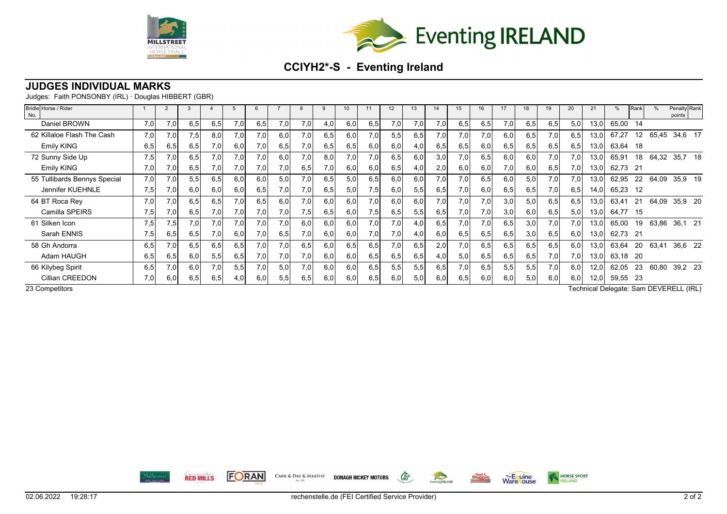## CCIYH2*-S - Eventing Ireland

## JUDGES INDIVIDUAL MARKS

Judges: Faith PONSONBY (IRL) · Douglas HIBBERT (GBR)

| Bridle No. | Horse / Rider | 1 | 2 | 3 | 4 | 5 | 6 | 7 | 8 | 9 | 10 | 11 | 12 | 13 | 14 | 15 | 16 | 17 | 18 | 19 | 20 | 21 | % | Rank | % | Penalty points | Rank |
|---|---|---|---|---|---|---|---|---|---|---|---|---|---|---|---|---|---|---|---|---|---|---|---|---|---|---|---|
| | Daniel BROWN | 7,0 | 7,0 | 6,5 | 6,5 | 7,0 | 6,5 | 7,0 | 7,0 | 4,0 | 6,0 | 6,5 | 7,0 | 7,0 | 7,0 | 6,5 | 6,5 | 7,0 | 6,5 | 6,5 | 5,0 | 13,0 | 65,00 | 14 | | | |
| 62 | Killaloe Flash The Cash | 7,0 | 7,0 | 7,5 | 8,0 | 7,0 | 7,0 | 6,0 | 7,0 | 6,5 | 6,0 | 7,0 | 5,5 | 6,5 | 7,0 | 7,0 | 7,0 | 6,0 | 6,5 | 7,0 | 6,5 | 13,0 | 67,27 | 12 | 65,45 | 34,6 | 17 |
| | Emily KING | 6,5 | 6,5 | 6,5 | 7,0 | 6,0 | 7,0 | 6,5 | 7,0 | 6,5 | 6,5 | 6,0 | 6,0 | 4,0 | 6,5 | 6,5 | 6,0 | 6,5 | 6,5 | 6,5 | 6,5 | 13,0 | 63,64 | 18 | | | |
| 72 | Sunny Side Up | 7,5 | 7,0 | 6,5 | 7,0 | 7,0 | 7,0 | 6,0 | 7,0 | 8,0 | 7,0 | 7,0 | 6,5 | 6,0 | 3,0 | 7,0 | 6,5 | 6,0 | 6,0 | 7,0 | 7,0 | 13,0 | 65,91 | 18 | 64,32 | 35,7 | 18 |
| | Emily KING | 7,0 | 7,0 | 6,5 | 7,0 | 7,0 | 7,0 | 7,0 | 6,5 | 7,0 | 6,0 | 6,0 | 6,5 | 4,0 | 2,0 | 6,0 | 6,0 | 7,0 | 6,0 | 6,5 | 7,0 | 13,0 | 62,73 | 21 | | | |
| 55 | Tullibards Bennys Special | 7,0 | 7,0 | 5,5 | 6,5 | 6,0 | 6,0 | 5,0 | 7,0 | 6,5 | 5,0 | 6,5 | 6,0 | 6,0 | 7,0 | 7,0 | 6,5 | 6,0 | 5,0 | 7,0 | 7,0 | 13,0 | 62,95 | 22 | 64,09 | 35,9 | 19 |
| | Jennifer KUEHNLE | 7,5 | 7,0 | 6,0 | 6,0 | 6,0 | 6,5 | 7,0 | 7,0 | 6,5 | 5,0 | 7,5 | 6,0 | 5,5 | 6,5 | 7,0 | 6,0 | 6,5 | 6,5 | 7,0 | 6,5 | 14,0 | 65,23 | 12 | | | |
| 64 | BT Roca Rey | 7,0 | 7,0 | 6,5 | 6,5 | 7,0 | 6,5 | 6,0 | 7,0 | 6,0 | 6,0 | 7,0 | 6,0 | 6,0 | 7,0 | 7,0 | 7,0 | 3,0 | 5,0 | 6,5 | 6,5 | 13,0 | 63,41 | 21 | 64,09 | 35,9 | 20 |
| | Camilla SPEIRS | 7,5 | 7,0 | 6,5 | 7,0 | 7,0 | 7,0 | 7,0 | 7,5 | 6,5 | 6,0 | 7,5 | 6,5 | 5,5 | 6,5 | 7,0 | 7,0 | 3,0 | 6,0 | 6,5 | 5,0 | 13,0 | 64,77 | 15 | | | |
| 61 | Silken Icon | 7,5 | 7,5 | 7,0 | 7,0 | 7,0 | 7,0 | 7,0 | 6,0 | 6,0 | 6,0 | 7,0 | 7,0 | 4,0 | 6,5 | 7,0 | 7,0 | 6,5 | 3,0 | 7,0 | 7,0 | 13,0 | 65,00 | 19 | 63,86 | 36,1 | 21 |
| | Sarah ENNIS | 7,5 | 6,5 | 6,5 | 7,0 | 6,0 | 7,0 | 6,5 | 7,0 | 6,0 | 6,0 | 7,0 | 7,0 | 4,0 | 6,0 | 6,5 | 6,5 | 6,5 | 3,0 | 6,5 | 6,0 | 13,0 | 62,73 | 21 | | | |
| 58 | Gh Andorra | 6,5 | 7,0 | 6,5 | 6,5 | 6,5 | 7,0 | 7,0 | 6,5 | 6,0 | 6,5 | 6,5 | 7,0 | 6,5 | 2,0 | 7,0 | 6,5 | 6,5 | 6,5 | 6,5 | 6,0 | 13,0 | 63,64 | 20 | 63,41 | 36,6 | 22 |
| | Adam HAUGH | 6,5 | 6,5 | 6,0 | 5,5 | 6,5 | 7,0 | 7,0 | 7,0 | 6,0 | 6,0 | 6,5 | 6,5 | 6,5 | 4,0 | 5,0 | 6,5 | 6,5 | 6,5 | 7,0 | 7,0 | 13,0 | 63,18 | 20 | | | |
| 66 | Kilybeg Spirit | 6,5 | 7,0 | 6,0 | 7,0 | 5,5 | 7,0 | 5,0 | 7,0 | 6,0 | 6,0 | 6,5 | 5,5 | 5,5 | 6,5 | 7,0 | 6,5 | 5,5 | 5,5 | 7,0 | 6,0 | 12,0 | 62,05 | 23 | 60,80 | 39,2 | 23 |
| | Cillian CREEDON | 7,0 | 6,0 | 6,5 | 6,5 | 4,0 | 6,0 | 5,5 | 6,5 | 6,0 | 6,0 | 6,5 | 6,0 | 5,0 | 6,0 | 6,5 | 6,0 | 6,0 | 5,0 | 6,0 | 6,0 | 12,0 | 59,55 | 23 | | | |

23 Competitors

Technical Delegate: Sam DEVERELL (IRL)

02.06.2022 19:28:17

rechenstelle.de (FEI Certified Service Provider)